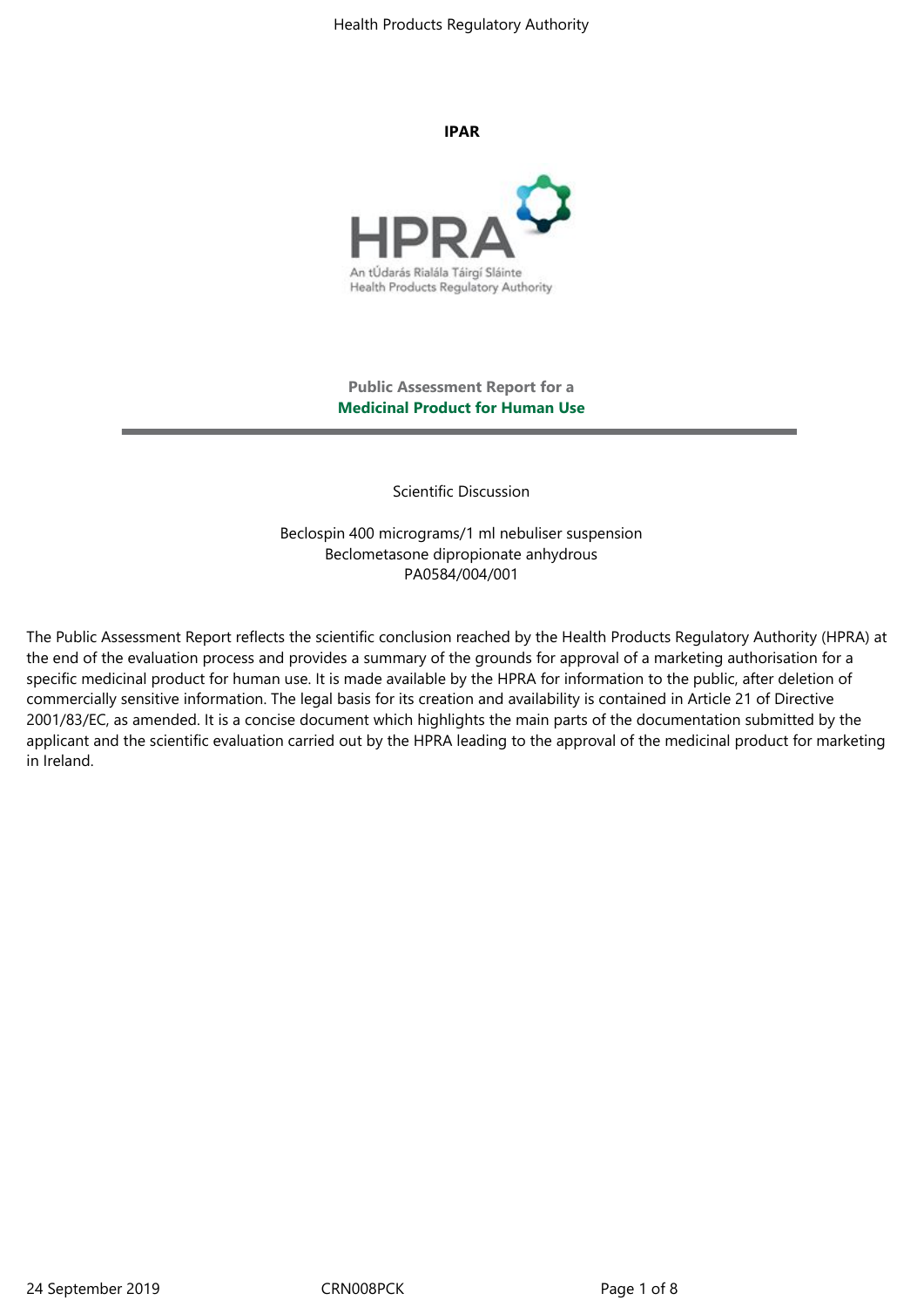**IPAR**

**Public Assessment Report for a**
**Medicinal Product for Human Use**

---

Scientific Discussion

Beclospin 400 micrograms/1 ml nebuliser suspension
Beclometasone dipropionate anhydrous
PA0584/004/001

The Public Assessment Report reflects the scientific conclusion reached by the Health Products Regulatory Authority (HPRA) at the end of the evaluation process and provides a summary of the grounds for approval of a marketing authorisation for a specific medicinal product for human use. It is made available by the HPRA for information to the public, after deletion of commercially sensitive information. The legal basis for its creation and availability is contained in Article 21 of Directive 2001/83/EC, as amended. It is a concise document which highlights the main parts of the documentation submitted by the applicant and the scientific evaluation carried out by the HPRA leading to the approval of the medicinal product for marketing in Ireland.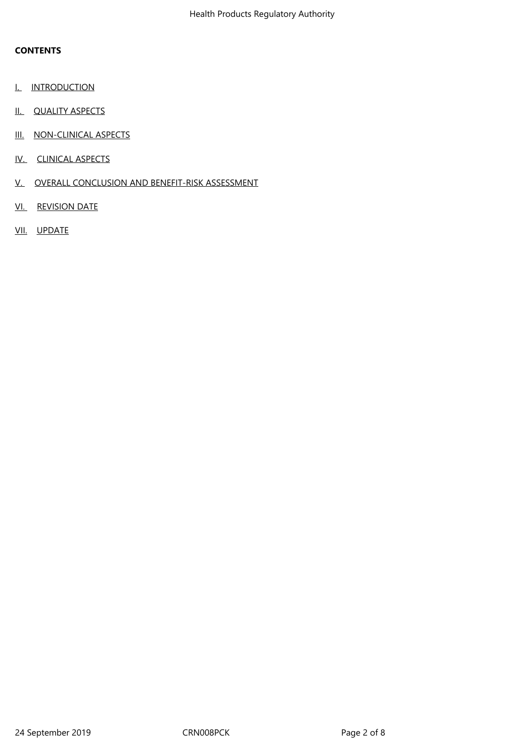**CONTENTS**

I. INTRODUCTION

II. QUALITY ASPECTS

III. NON-CLINICAL ASPECTS

IV. CLINICAL ASPECTS

V. OVERALL CONCLUSION AND BENEFIT-RISK ASSESSMENT

VI. REVISION DATE

VII. UPDATE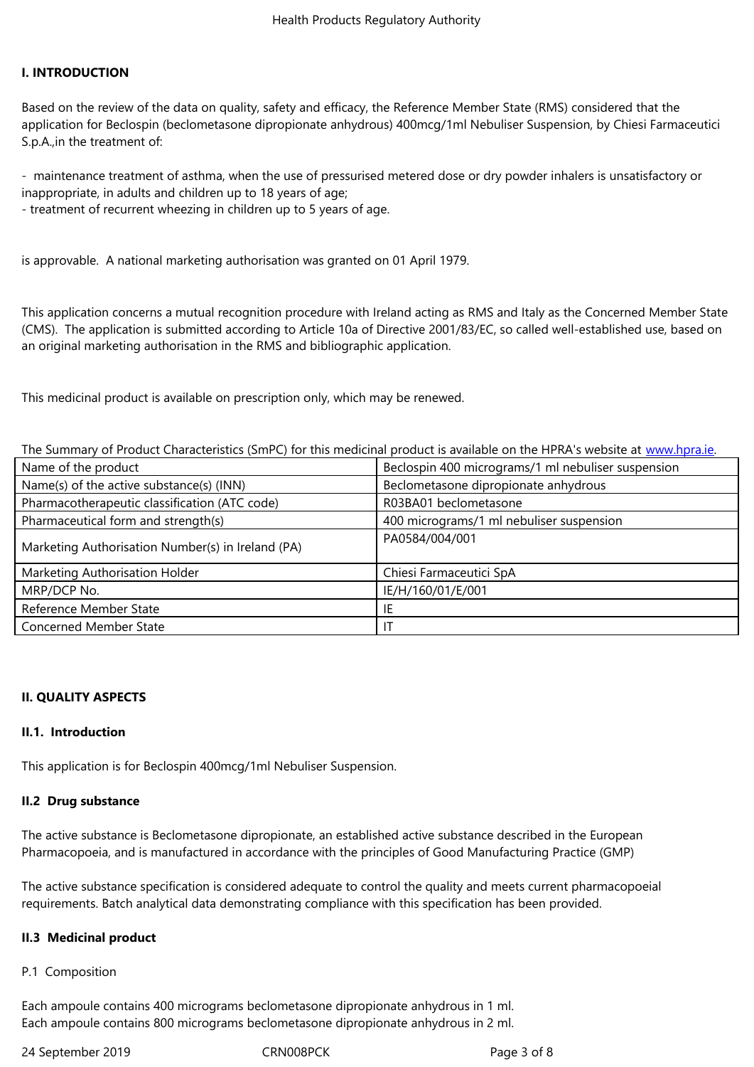## I. INTRODUCTION

Based on the review of the data on quality, safety and efficacy, the Reference Member State (RMS) considered that the application for Beclospin (beclometasone dipropionate anhydrous) 400mcg/1ml Nebuliser Suspension, by Chiesi Farmaceutici S.p.A.,in the treatment of:

- maintenance treatment of asthma, when the use of pressurised metered dose or dry powder inhalers is unsatisfactory or inappropriate, in adults and children up to 18 years of age;
- treatment of recurrent wheezing in children up to 5 years of age.

is approvable. A national marketing authorisation was granted on 01 April 1979.

This application concerns a mutual recognition procedure with Ireland acting as RMS and Italy as the Concerned Member State (CMS). The application is submitted according to Article 10a of Directive 2001/83/EC, so called well-established use, based on an original marketing authorisation in the RMS and bibliographic application.

This medicinal product is available on prescription only, which may be renewed.

The Summary of Product Characteristics (SmPC) for this medicinal product is available on the HPRA's website at www.hpra.ie.

| | |
|---|---|
| Name of the product | Beclospin 400 micrograms/1 ml nebuliser suspension |
| Name(s) of the active substance(s) (INN) | Beclometasone dipropionate anhydrous |
| Pharmacotherapeutic classification (ATC code) | R03BA01 beclometasone |
| Pharmaceutical form and strength(s) | 400 micrograms/1 ml nebuliser suspension |
| Marketing Authorisation Number(s) in Ireland (PA) | PA0584/004/001 |
| Marketing Authorisation Holder | Chiesi Farmaceutici SpA |
| MRP/DCP No. | IE/H/160/01/E/001 |
| Reference Member State | IE |
| Concerned Member State | IT |

## II. QUALITY ASPECTS

### II.1. Introduction

This application is for Beclospin 400mcg/1ml Nebuliser Suspension.

### II.2 Drug substance

The active substance is Beclometasone dipropionate, an established active substance described in the European Pharmacopoeia, and is manufactured in accordance with the principles of Good Manufacturing Practice (GMP)

The active substance specification is considered adequate to control the quality and meets current pharmacopoeial requirements. Batch analytical data demonstrating compliance with this specification has been provided.

### II.3 Medicinal product

P.1 Composition

Each ampoule contains 400 micrograms beclometasone dipropionate anhydrous in 1 ml.
Each ampoule contains 800 micrograms beclometasone dipropionate anhydrous in 2 ml.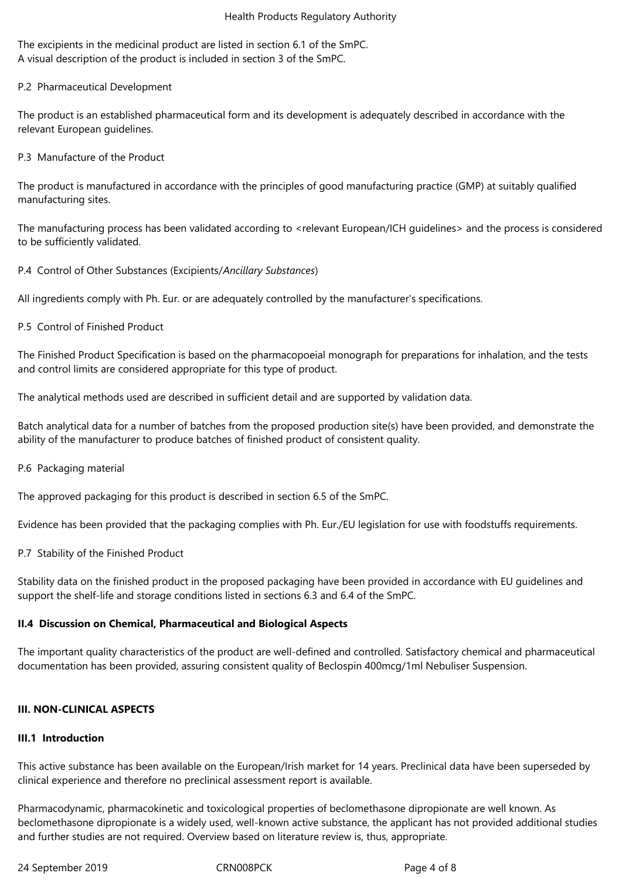The excipients in the medicinal product are listed in section 6.1 of the SmPC.
A visual description of the product is included in section 3 of the SmPC.

P.2 Pharmaceutical Development

The product is an established pharmaceutical form and its development is adequately described in accordance with the relevant European guidelines.

P.3 Manufacture of the Product

The product is manufactured in accordance with the principles of good manufacturing practice (GMP) at suitably qualified manufacturing sites.

The manufacturing process has been validated according to <relevant European/ICH guidelines> and the process is considered to be sufficiently validated.

P.4 Control of Other Substances (Excipients/*Ancillary Substances*)

All ingredients comply with Ph. Eur. or are adequately controlled by the manufacturer's specifications.

P.5 Control of Finished Product

The Finished Product Specification is based on the pharmacopoeial monograph for preparations for inhalation, and the tests and control limits are considered appropriate for this type of product.

The analytical methods used are described in sufficient detail and are supported by validation data.

Batch analytical data for a number of batches from the proposed production site(s) have been provided, and demonstrate the ability of the manufacturer to produce batches of finished product of consistent quality.

P.6 Packaging material

The approved packaging for this product is described in section 6.5 of the SmPC.

Evidence has been provided that the packaging complies with Ph. Eur./EU legislation for use with foodstuffs requirements.

P.7 Stability of the Finished Product

Stability data on the finished product in the proposed packaging have been provided in accordance with EU guidelines and support the shelf-life and storage conditions listed in sections 6.3 and 6.4 of the SmPC.

### II.4 Discussion on Chemical, Pharmaceutical and Biological Aspects

The important quality characteristics of the product are well-defined and controlled. Satisfactory chemical and pharmaceutical documentation has been provided, assuring consistent quality of Beclospin 400mcg/1ml Nebuliser Suspension.

## III. NON-CLINICAL ASPECTS

### III.1 Introduction

This active substance has been available on the European/Irish market for 14 years. Preclinical data have been superseded by clinical experience and therefore no preclinical assessment report is available.

Pharmacodynamic, pharmacokinetic and toxicological properties of beclomethasone dipropionate are well known. As beclomethasone dipropionate is a widely used, well-known active substance, the applicant has not provided additional studies and further studies are not required. Overview based on literature review is, thus, appropriate.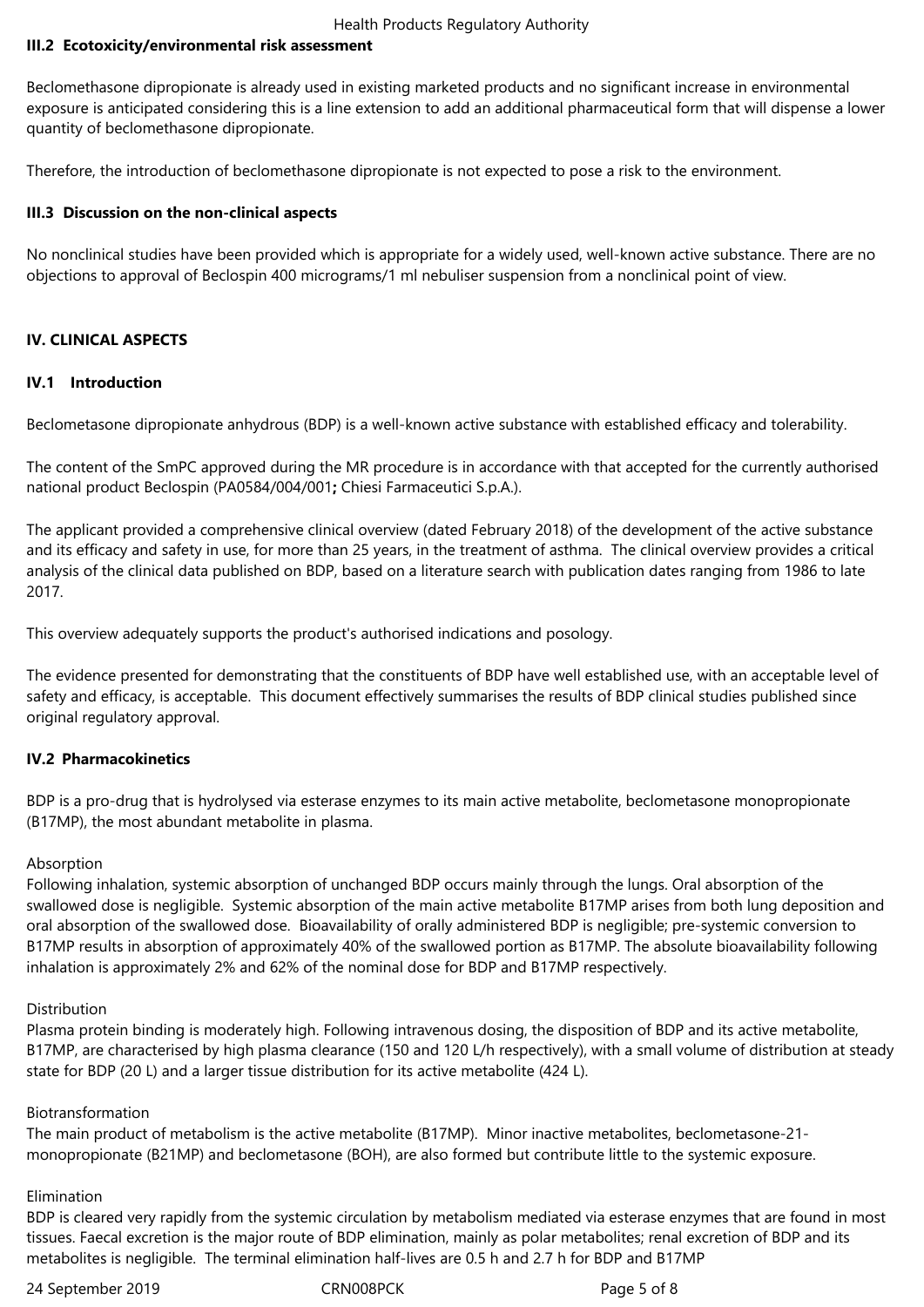### III.2 Ecotoxicity/environmental risk assessment

Beclomethasone dipropionate is already used in existing marketed products and no significant increase in environmental exposure is anticipated considering this is a line extension to add an additional pharmaceutical form that will dispense a lower quantity of beclomethasone dipropionate.

Therefore, the introduction of beclomethasone dipropionate is not expected to pose a risk to the environment.

### III.3 Discussion on the non-clinical aspects

No nonclinical studies have been provided which is appropriate for a widely used, well-known active substance. There are no objections to approval of Beclospin 400 micrograms/1 ml nebuliser suspension from a nonclinical point of view.

## IV. CLINICAL ASPECTS

### IV.1 Introduction

Beclometasone dipropionate anhydrous (BDP) is a well-known active substance with established efficacy and tolerability.

The content of the SmPC approved during the MR procedure is in accordance with that accepted for the currently authorised national product Beclospin (PA0584/004/001**;** Chiesi Farmaceutici S.p.A.).

The applicant provided a comprehensive clinical overview (dated February 2018) of the development of the active substance and its efficacy and safety in use, for more than 25 years, in the treatment of asthma. The clinical overview provides a critical analysis of the clinical data published on BDP, based on a literature search with publication dates ranging from 1986 to late 2017.

This overview adequately supports the product's authorised indications and posology.

The evidence presented for demonstrating that the constituents of BDP have well established use, with an acceptable level of safety and efficacy, is acceptable. This document effectively summarises the results of BDP clinical studies published since original regulatory approval.

### IV.2 Pharmacokinetics

BDP is a pro-drug that is hydrolysed via esterase enzymes to its main active metabolite, beclometasone monopropionate (B17MP), the most abundant metabolite in plasma.

Absorption
Following inhalation, systemic absorption of unchanged BDP occurs mainly through the lungs. Oral absorption of the swallowed dose is negligible. Systemic absorption of the main active metabolite B17MP arises from both lung deposition and oral absorption of the swallowed dose. Bioavailability of orally administered BDP is negligible; pre-systemic conversion to B17MP results in absorption of approximately 40% of the swallowed portion as B17MP. The absolute bioavailability following inhalation is approximately 2% and 62% of the nominal dose for BDP and B17MP respectively.

Distribution
Plasma protein binding is moderately high. Following intravenous dosing, the disposition of BDP and its active metabolite, B17MP, are characterised by high plasma clearance (150 and 120 L/h respectively), with a small volume of distribution at steady state for BDP (20 L) and a larger tissue distribution for its active metabolite (424 L).

Biotransformation
The main product of metabolism is the active metabolite (B17MP). Minor inactive metabolites, beclometasone-21-monopropionate (B21MP) and beclometasone (BOH), are also formed but contribute little to the systemic exposure.

Elimination
BDP is cleared very rapidly from the systemic circulation by metabolism mediated via esterase enzymes that are found in most tissues. Faecal excretion is the major route of BDP elimination, mainly as polar metabolites; renal excretion of BDP and its metabolites is negligible. The terminal elimination half-lives are 0.5 h and 2.7 h for BDP and B17MP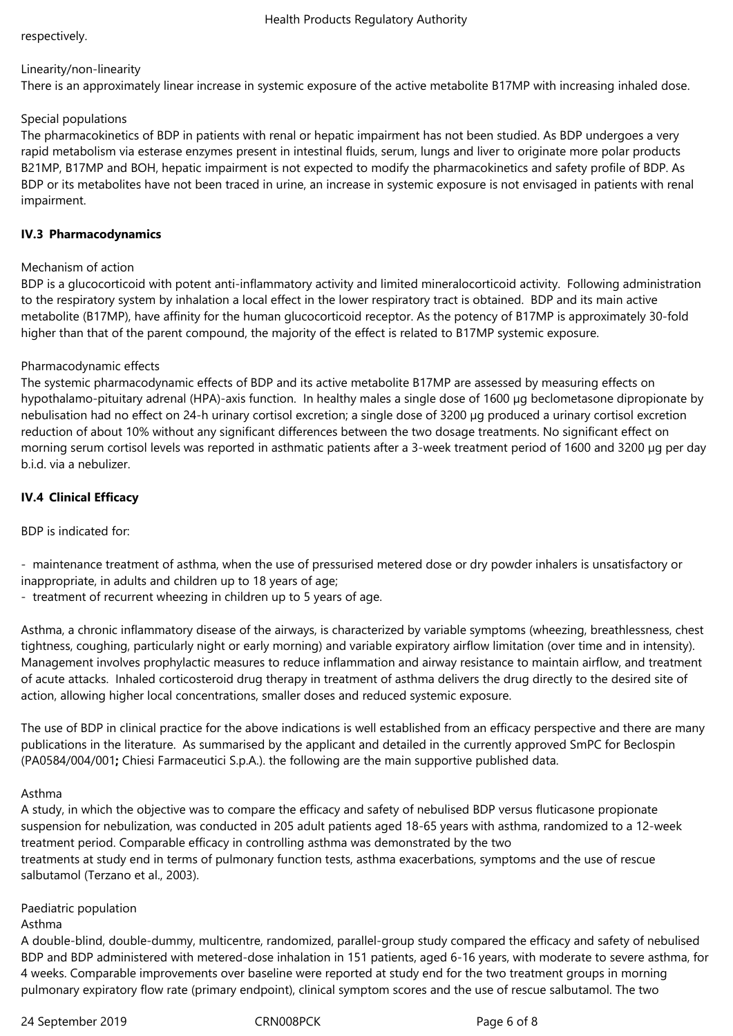respectively.

Linearity/non-linearity

There is an approximately linear increase in systemic exposure of the active metabolite B17MP with increasing inhaled dose.

Special populations

The pharmacokinetics of BDP in patients with renal or hepatic impairment has not been studied. As BDP undergoes a very rapid metabolism via esterase enzymes present in intestinal fluids, serum, lungs and liver to originate more polar products B21MP, B17MP and BOH, hepatic impairment is not expected to modify the pharmacokinetics and safety profile of BDP. As BDP or its metabolites have not been traced in urine, an increase in systemic exposure is not envisaged in patients with renal impairment.

## IV.3 Pharmacodynamics

Mechanism of action

BDP is a glucocorticoid with potent anti-inflammatory activity and limited mineralocorticoid activity. Following administration to the respiratory system by inhalation a local effect in the lower respiratory tract is obtained. BDP and its main active metabolite (B17MP), have affinity for the human glucocorticoid receptor. As the potency of B17MP is approximately 30-fold higher than that of the parent compound, the majority of the effect is related to B17MP systemic exposure.

Pharmacodynamic effects

The systemic pharmacodynamic effects of BDP and its active metabolite B17MP are assessed by measuring effects on hypothalamo-pituitary adrenal (HPA)-axis function. In healthy males a single dose of 1600 µg beclometasone dipropionate by nebulisation had no effect on 24-h urinary cortisol excretion; a single dose of 3200 µg produced a urinary cortisol excretion reduction of about 10% without any significant differences between the two dosage treatments. No significant effect on morning serum cortisol levels was reported in asthmatic patients after a 3-week treatment period of 1600 and 3200 µg per day b.i.d. via a nebulizer.

## IV.4 Clinical Efficacy

BDP is indicated for:

- maintenance treatment of asthma, when the use of pressurised metered dose or dry powder inhalers is unsatisfactory or inappropriate, in adults and children up to 18 years of age;
- treatment of recurrent wheezing in children up to 5 years of age.

Asthma, a chronic inflammatory disease of the airways, is characterized by variable symptoms (wheezing, breathlessness, chest tightness, coughing, particularly night or early morning) and variable expiratory airflow limitation (over time and in intensity). Management involves prophylactic measures to reduce inflammation and airway resistance to maintain airflow, and treatment of acute attacks. Inhaled corticosteroid drug therapy in treatment of asthma delivers the drug directly to the desired site of action, allowing higher local concentrations, smaller doses and reduced systemic exposure.

The use of BDP in clinical practice for the above indications is well established from an efficacy perspective and there are many publications in the literature. As summarised by the applicant and detailed in the currently approved SmPC for Beclospin (PA0584/004/001**;** Chiesi Farmaceutici S.p.A.). the following are the main supportive published data.

Asthma

A study, in which the objective was to compare the efficacy and safety of nebulised BDP versus fluticasone propionate suspension for nebulization, was conducted in 205 adult patients aged 18-65 years with asthma, randomized to a 12-week treatment period. Comparable efficacy in controlling asthma was demonstrated by the two treatments at study end in terms of pulmonary function tests, asthma exacerbations, symptoms and the use of rescue salbutamol (Terzano et al., 2003).

Paediatric population

Asthma

A double-blind, double-dummy, multicentre, randomized, parallel-group study compared the efficacy and safety of nebulised BDP and BDP administered with metered-dose inhalation in 151 patients, aged 6-16 years, with moderate to severe asthma, for 4 weeks. Comparable improvements over baseline were reported at study end for the two treatment groups in morning pulmonary expiratory flow rate (primary endpoint), clinical symptom scores and the use of rescue salbutamol. The two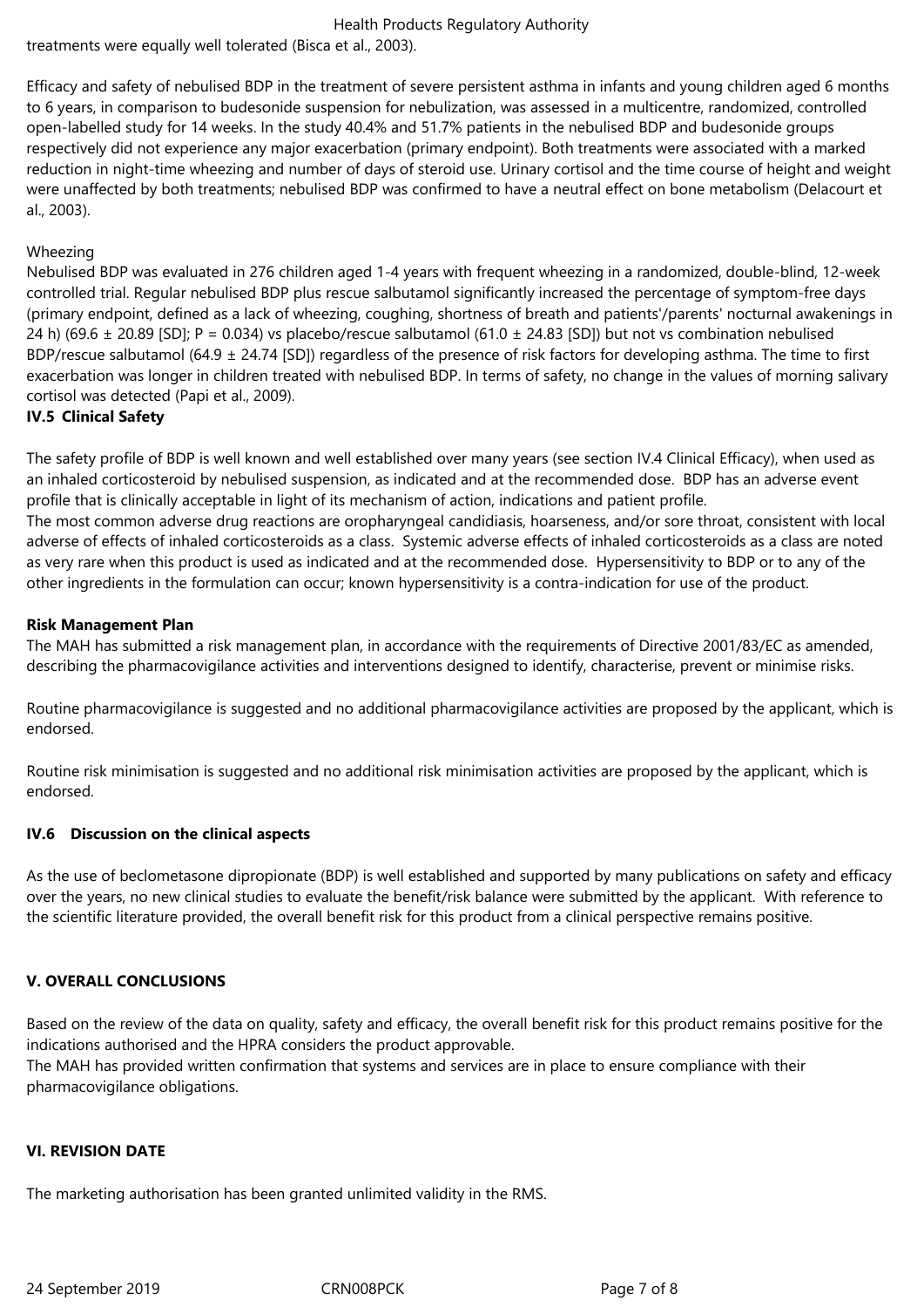treatments were equally well tolerated (Bisca et al., 2003).

Efficacy and safety of nebulised BDP in the treatment of severe persistent asthma in infants and young children aged 6 months to 6 years, in comparison to budesonide suspension for nebulization, was assessed in a multicentre, randomized, controlled open-labelled study for 14 weeks. In the study 40.4% and 51.7% patients in the nebulised BDP and budesonide groups respectively did not experience any major exacerbation (primary endpoint). Both treatments were associated with a marked reduction in night-time wheezing and number of days of steroid use. Urinary cortisol and the time course of height and weight were unaffected by both treatments; nebulised BDP was confirmed to have a neutral effect on bone metabolism (Delacourt et al., 2003).

Wheezing

Nebulised BDP was evaluated in 276 children aged 1-4 years with frequent wheezing in a randomized, double-blind, 12-week controlled trial. Regular nebulised BDP plus rescue salbutamol significantly increased the percentage of symptom-free days (primary endpoint, defined as a lack of wheezing, coughing, shortness of breath and patients'/parents' nocturnal awakenings in 24 h) (69.6 ± 20.89 [SD]; $P = 0.034$) vs placebo/rescue salbutamol (61.0 ± 24.83 [SD]) but not vs combination nebulised BDP/rescue salbutamol (64.9 ± 24.74 [SD]) regardless of the presence of risk factors for developing asthma. The time to first exacerbation was longer in children treated with nebulised BDP. In terms of safety, no change in the values of morning salivary cortisol was detected (Papi et al., 2009).

### IV.5 Clinical Safety

The safety profile of BDP is well known and well established over many years (see section IV.4 Clinical Efficacy), when used as an inhaled corticosteroid by nebulised suspension, as indicated and at the recommended dose. BDP has an adverse event profile that is clinically acceptable in light of its mechanism of action, indications and patient profile.

The most common adverse drug reactions are oropharyngeal candidiasis, hoarseness, and/or sore throat, consistent with local adverse of effects of inhaled corticosteroids as a class. Systemic adverse effects of inhaled corticosteroids as a class are noted as very rare when this product is used as indicated and at the recommended dose. Hypersensitivity to BDP or to any of the other ingredients in the formulation can occur; known hypersensitivity is a contra-indication for use of the product.

**Risk Management Plan**

The MAH has submitted a risk management plan, in accordance with the requirements of Directive 2001/83/EC as amended, describing the pharmacovigilance activities and interventions designed to identify, characterise, prevent or minimise risks.

Routine pharmacovigilance is suggested and no additional pharmacovigilance activities are proposed by the applicant, which is endorsed.

Routine risk minimisation is suggested and no additional risk minimisation activities are proposed by the applicant, which is endorsed.

### IV.6 Discussion on the clinical aspects

As the use of beclometasone dipropionate (BDP) is well established and supported by many publications on safety and efficacy over the years, no new clinical studies to evaluate the benefit/risk balance were submitted by the applicant. With reference to the scientific literature provided, the overall benefit risk for this product from a clinical perspective remains positive.

## V. OVERALL CONCLUSIONS

Based on the review of the data on quality, safety and efficacy, the overall benefit risk for this product remains positive for the indications authorised and the HPRA considers the product approvable.

The MAH has provided written confirmation that systems and services are in place to ensure compliance with their pharmacovigilance obligations.

## VI. REVISION DATE

The marketing authorisation has been granted unlimited validity in the RMS.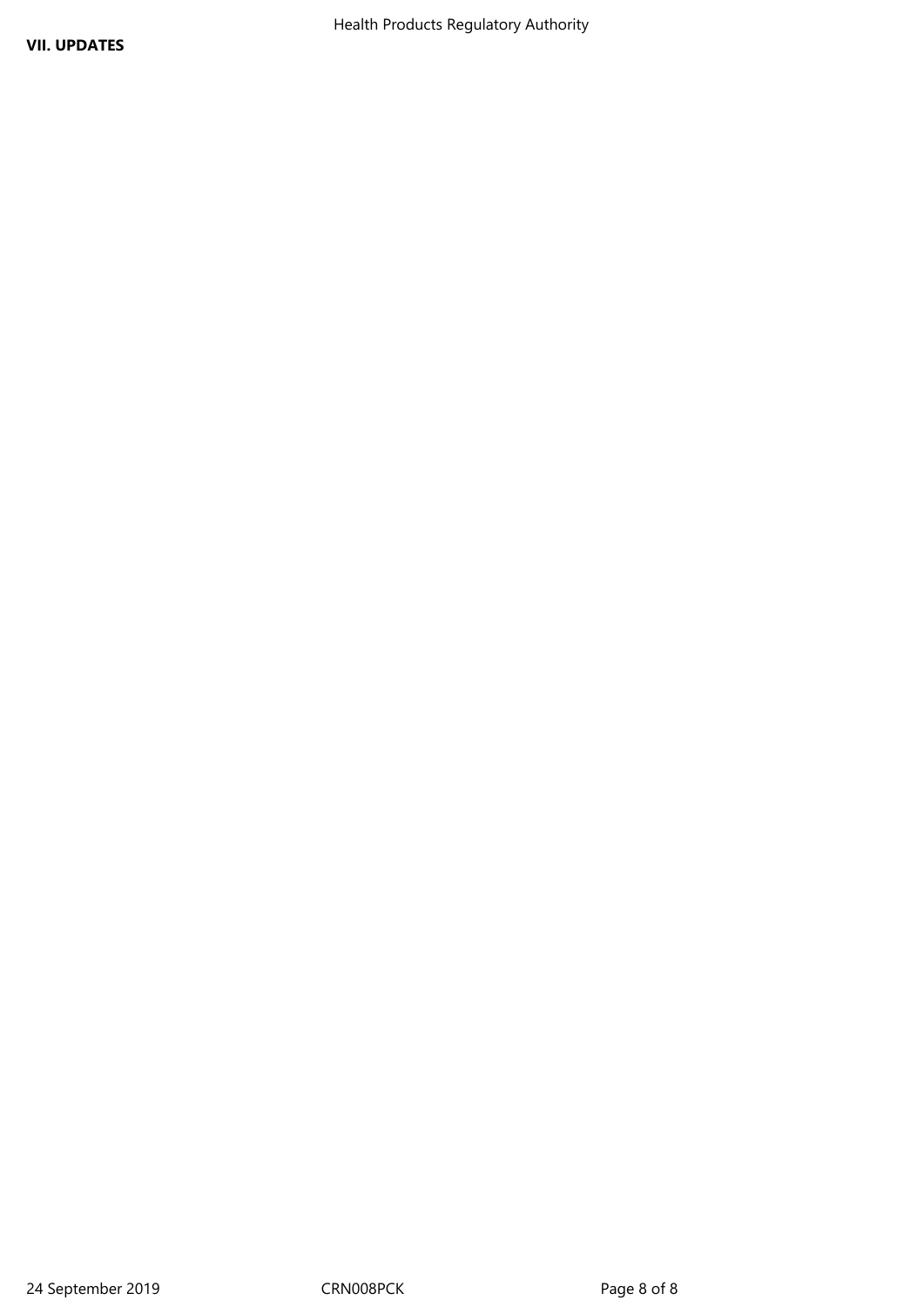**VII. UPDATES**